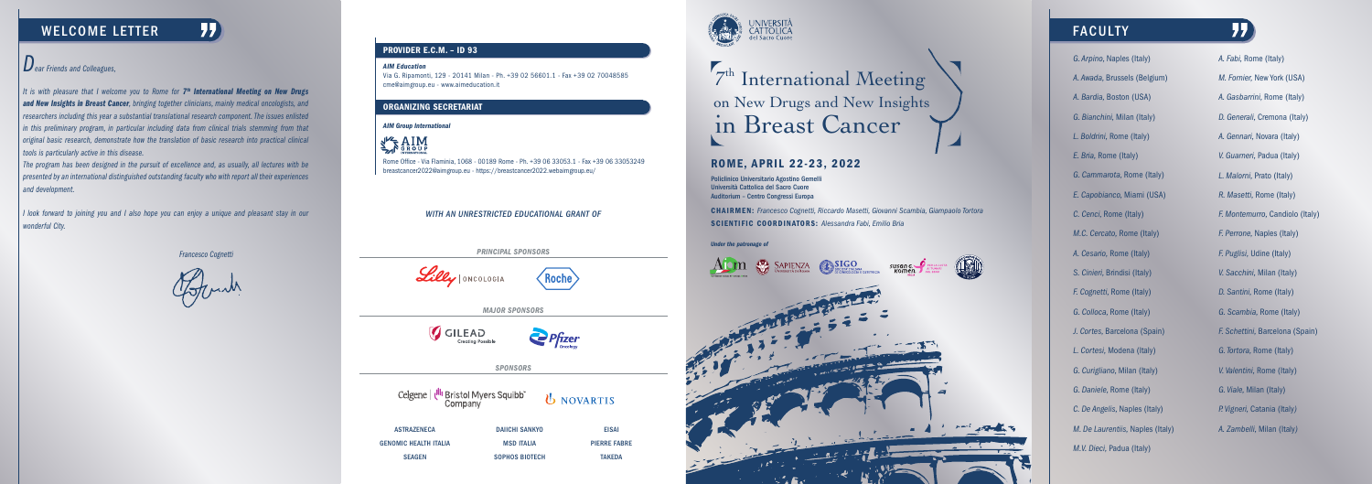## WELCOME LETTER

*Dear Friends and Colleagues,*

*It is with pleasure that I welcome you to Rome for **7th International Meeting on New Drugs and New Insights in Breast Cancer**, bringing together clinicians, mainly medical oncologists, and researchers including this year a substantial translational research component. The issues enlisted in this preliminary program, in particular including data from clinical trials stemming from that original basic research, demonstrate how the translation of basic research into practical clinical tools is particularly active in this disease.*

*The program has been designed in the pursuit of excellence and, as usually, all lectures with be presented by an international distinguished outstanding faculty who with report all their experiences and development.*

*I look forward to joining you and I also hope you can enjoy a unique and pleasant stay in our wonderful City.*

*Francesco Cognetti*

### PROVIDER E.C.M. – ID 93

***AIM Education***
Via G. Ripamonti, 129 - 20141 Milan - Ph. +39 02 56601.1 - Fax +39 02 70048585
cme@aimgroup.eu - www.aimeducation.it

### ORGANIZING SECRETARIAT

***AIM Group International***

Rome Office - Via Flaminia, 1068 - 00189 Rome - Ph. +39 06 33053.1 - Fax +39 06 33053249
breastcancer2022@aimgroup.eu - https://breastcancer2022.webaimgroup.eu/

*WITH AN UNRESTRICTED EDUCATIONAL GRANT OF*

*PRINCIPAL SPONSORS*

Lilly Oncologia
Roche

*MAJOR SPONSORS*

Gilead
Pfizer

*SPONSORS*

Celgene | Bristol Myers Squibb Company
Novartis

| | | |
|---|---|---|
| ASTRAZENECA | DAIICHI SANKYO | EISAI |
| GENOMIC HEALTH ITALIA | MSD ITALIA | PIERRE FABRE |
| SEAGEN | SOPHOS BIOTECH | TAKEDA |

Università Cattolica del Sacro Cuore

# 7th International Meeting on New Drugs and New Insights in Breast Cancer

## ROME, APRIL 22-23, 2022

Policlinico Universitario Agostino Gemelli
Università Cattolica del Sacro Cuore
Auditorium - Centro Congressi Europa

**CHAIRMEN:** *Francesco Cognetti, Riccardo Masetti, Giovanni Scambia, Giampaolo Tortora*
**SCIENTIFIC COORDINATORS:** *Alessandra Fabi, Emilio Bria*

*Under the patronage of*

## FACULTY

*G. Arpino*, Naples (Italy)
*A. Awada*, Brussels (Belgium)
*A. Bardia*, Boston (USA)
*G. Bianchini*, Milan (Italy)
*L. Boldrini*, Rome (Italy)
*E. Bria*, Rome (Italy)
*G. Cammarota*, Rome (Italy)
*E. Capobianco*, Miami (USA)
*C. Cenci*, Rome (Italy)
*M.C. Cercato*, Rome (Italy)
*A. Cesario*, Rome (Italy)
*S. Cinieri*, Brindisi (Italy)
*F. Cognetti*, Rome (Italy)
*G. Colloca*, Rome (Italy)
*J. Cortes*, Barcelona (Spain)
*L. Cortesi*, Modena (Italy)
*G. Curigliano*, Milan (Italy)
*G. Daniele*, Rome (Italy)
*C. De Angelis*, Naples (Italy)
*M. De Laurentiis*, Naples (Italy)
*M.V. Dieci*, Padua (Italy)
*A. Fabi*, Rome (Italy)
*M. Fornier*, New York (USA)
*A. Gasbarrini*, Rome (Italy)
*D. Generali*, Cremona (Italy)
*A. Gennari*, Novara (Italy)
*V. Guarneri*, Padua (Italy)
*L. Malorni*, Prato (Italy)
*R. Masetti*, Rome (Italy)
*F. Montemurro*, Candiolo (Italy)
*F. Perrone*, Naples (Italy)
*F. Puglisi*, Udine (Italy)
*V. Sacchini*, Milan (Italy)
*D. Santini*, Rome (Italy)
*G. Scambia*, Rome (Italy)
*F. Schettini*, Barcelona (Spain)
*G. Tortora*, Rome (Italy)
*V. Valentini*, Rome (Italy)
*G. Viale*, Milan (Italy)
*P. Vigneri*, Catania (Italy)
*A. Zambelli*, Milan (Italy)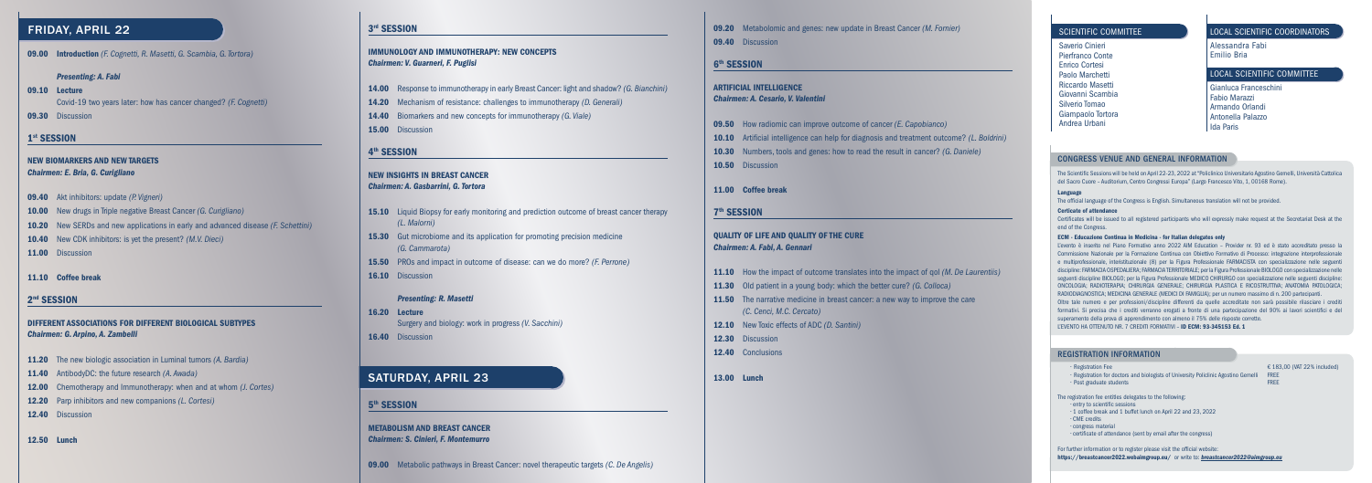## FRIDAY, APRIL 22

**09.00** **Introduction** *(F. Cognetti, R. Masetti, G. Scambia, G. Tortora)*

*Presenting: A. Fabi*

**09.10** **Lecture**
Covid-19 two years later: how has cancer changed? *(F. Cognetti)*

**09.30** Discussion

### 1st SESSION

**NEW BIOMARKERS AND NEW TARGETS**
***Chairmen: E. Bria, G. Curigliano***

**09.40** Akt inhibitors: update *(P. Vigneri)*
**10.00** New drugs in Triple negative Breast Cancer *(G. Curigliano)*
**10.20** New SERDs and new applications in early and advanced disease *(F. Schettini)*
**10.40** New CDK inhibitors: is yet the present? *(M.V. Dieci)*
**11.00** Discussion

**11.10** **Coffee break**

### 2nd SESSION

**DIFFERENT ASSOCIATIONS FOR DIFFERENT BIOLOGICAL SUBTYPES**
***Chairmen: G. Arpino, A. Zambelli***

**11.20** The new biologic association in Luminal tumors *(A. Bardia)*
**11.40** AntibodyDC: the future research *(A. Awada)*
**12.00** Chemotherapy and Immunotherapy: when and at whom *(J. Cortes)*
**12.20** Parp inhibitors and new companions *(L. Cortesi)*
**12.40** Discussion

**12.50** **Lunch**

### 3rd SESSION

**IMMUNOLOGY AND IMMUNOTHERAPY: NEW CONCEPTS**
***Chairmen: V. Guarneri, F. Puglisi***

**14.00** Response to immunotherapy in early Breast Cancer: light and shadow? *(G. Bianchini)*
**14.20** Mechanism of resistance: challenges to immunotherapy *(D. Generali)*
**14.40** Biomarkers and new concepts for immunotherapy *(G. Viale)*
**15.00** Discussion

### 4th SESSION

**NEW INSIGHTS IN BREAST CANCER**
***Chairmen: A. Gasbarrini, G. Tortora***

**15.10** Liquid Biopsy for early monitoring and prediction outcome of breast cancer therapy *(L. Malorni)*
**15.30** Gut microbiome and its application for promoting precision medicine *(G. Cammarota)*
**15.50** PROs and impact in outcome of disease: can we do more? *(F. Perrone)*
**16.10** Discussion

*Presenting: R. Masetti*

**16.20** **Lecture**
Surgery and biology: work in progress *(V. Sacchini)*

**16.40** Discussion

## SATURDAY, APRIL 23

### 5th SESSION

**METABOLISM AND BREAST CANCER**
***Chairmen: S. Cinieri, F. Montemurro***

**09.00** Metabolic pathways in Breast Cancer: novel therapeutic targets *(C. De Angelis)*
**09.20** Metabolomic and genes: new update in Breast Cancer *(M. Fornier)*
**09.40** Discussion

### 6th SESSION

**ARTIFICIAL INTELLIGENCE**
***Chairmen: A. Cesario, V. Valentini***

**09.50** How radiomic can improve outcome of cancer *(E. Capobianco)*
**10.10** Artificial intelligence can help for diagnosis and treatment outcome? *(L. Boldrini)*
**10.30** Numbers, tools and genes: how to read the result in cancer? *(G. Daniele)*
**10.50** Discussion

**11.00** **Coffee break**

### 7th SESSION

**QUALITY OF LIFE AND QUALITY OF THE CURE**
***Chairmen: A. Fabi, A. Gennari***

**11.10** How the impact of outcome translates into the impact of qol *(M. De Laurentiis)*
**11.30** Old patient in a young body: which the better cure? *(G. Colloca)*
**11.50** The narrative medicine in breast cancer: a new way to improve the care *(C. Cenci, M.C. Cercato)*
**12.10** New Toxic effects of ADC *(D. Santini)*
**12.30** Discussion
**12.40** Conclusions

**13.00** **Lunch**

### SCIENTIFIC COMMITTEE

Saverio Cinieri
Pierfranco Conte
Enrico Cortesi
Paolo Marchetti
Riccardo Masetti
Giovanni Scambia
Silverio Tomao
Giampaolo Tortora
Andrea Urbani

### LOCAL SCIENTIFIC COORDINATORS

Alessandra Fabi
Emilio Bria

### LOCAL SCIENTIFIC COMMITTEE

Gianluca Franceschini
Fabio Marazzi
Armando Orlandi
Antonella Palazzo
Ida Paris

### CONGRESS VENUE AND GENERAL INFORMATION

The Scientific Sessions will be held on April 22-23, 2022 at "Policlinico Universitario Agostino Gemelli, Università Cattolica del Sacro Cuore – Auditorium, Centro Congressi Europa" (Largo Francesco Vito, 1, 00168 Rome).

**Language**
The official language of the Congress is English. Simultaneous translation will not be provided.

**Certicate of attendance**
Certificates will be issued to all registered participants who will expressly make request at the Secretariat Desk at the end of the Congress.

**ECM - Educazione Continua in Medicina - for Italian delegates only**
L'evento è inserito nel Piano Formativo anno 2022 AIM Education – Provider nr. 93 ed è stato accreditato presso la Commissione Nazionale per la Formazione Continua con Obiettivo Formativo di Processo: integrazione interprofessionale e multiprofessionale, interistituzionale (8) per la Figura Professionale FARMACISTA con specializzazione nelle seguenti discipline: FARMACIA OSPEDALIERA; FARMACIA TERRITORIALE; per la Figura Professionale BIOLOGO con specializzazione nelle seguenti discipline: BIOLOGO; per la Figura Professionale MEDICO CHIRURGO con specializzazione nelle seguenti discipline: ONCOLOGIA; RADIOTERAPIA; CHIRURGIA GENERALE; CHIRURGIA PLASTICA E RICOSTRUTTIVA; ANATOMIA PATOLOGICA; RADIODIAGNOSTICA; MEDICINA GENERALE (MEDICI DI FAMIGLIA); per un numero massimo di n. 200 partecipanti.
Oltre tale numero e per professioni/discipline differenti da quelle accreditate non sarà possibile rilasciare i crediti formativi. Si precisa che i crediti verranno erogati a fronte di una partecipazione del 90% ai lavori scientifici e del superamento della prova di apprendimento con almeno il 75% delle risposte corrette.
L'EVENTO HA OTTENUTO NR. 7 CREDITI FORMATIVI – **ID ECM: 93-345153 Ed. 1**

### REGISTRATION INFORMATION

| | |
|---|---|
| - Registration Fee | € 183,00 (VAT 22% included) |
| - Registration for doctors and biologists of University Policlinic Agostino Gemelli | FREE |
| - Post graduate students | FREE |

The registration fee entitles delegates to the following:
- entry to scientific sessions
- 1 coffee break and 1 buffet lunch on April 22 and 23, 2022
- CME credits
- congress material
- certificate of attendance (sent by email after the congress)

For further information or to register please visit the official website:
**https://breastcancer2022.webaimgroup.eu/** or write to: ***breastcancer2022@aimgroup.eu***